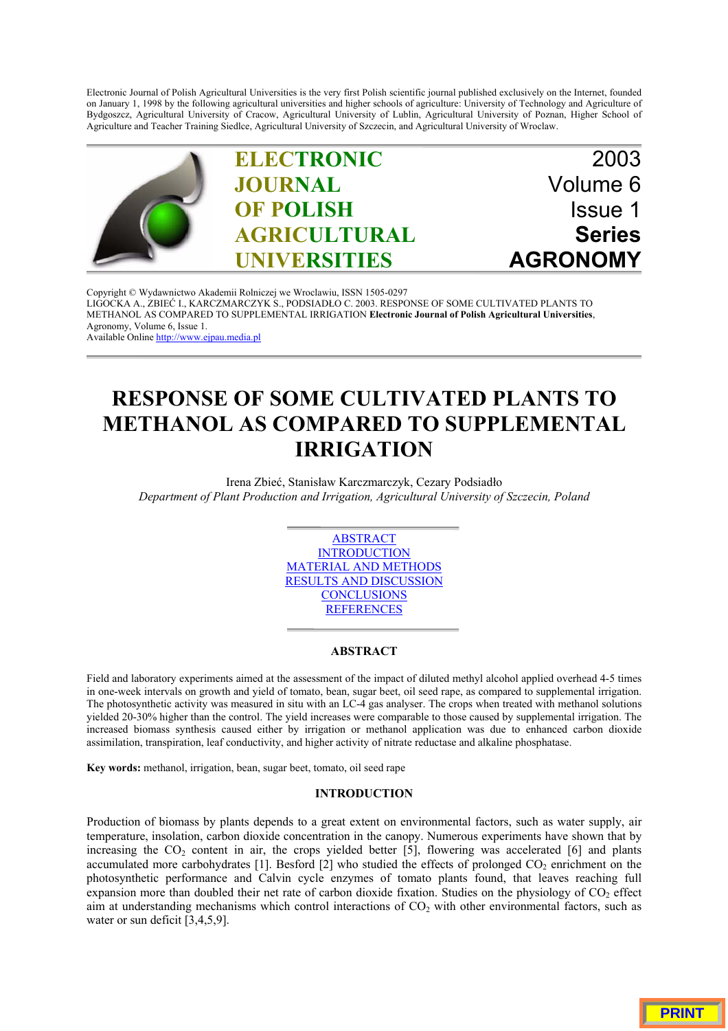Electronic Journal of Polish Agricultural Universities is the very first Polish scientific journal published exclusively on the Internet, founded on January 1, 1998 by the following agricultural universities and higher schools of agriculture: University of Technology and Agriculture of Bydgoszcz, Agricultural University of Cracow, Agricultural University of Lublin, Agricultural University of Poznan, Higher School of Agriculture and Teacher Training Siedlce, Agricultural University of Szczecin, and Agricultural University of Wroclaw.

ELECTRONIC JOURNAL OF POLISH AGRICULTURAL UNIVERSITIES

2003 Volume 6 Issue 1 Series **AGRONOMY**

Copyright © Wydawnictwo Akademii Rolniczej we Wroclawiu, ISSN 1505-0297
LIGOCKA A., ZBIEĆ I., KARCZMARCZYK S., PODSIADŁO C. 2003. RESPONSE OF SOME CULTIVATED PLANTS TO METHANOL AS COMPARED TO SUPPLEMENTAL IRRIGATION **Electronic Journal of Polish Agricultural Universities**, Agronomy, Volume 6, Issue 1.
Available Online http://www.ejpau.media.pl

# RESPONSE OF SOME CULTIVATED PLANTS TO METHANOL AS COMPARED TO SUPPLEMENTAL IRRIGATION

Irena Zbieć, Stanisław Karczmarczyk, Cezary Podsiadło
*Department of Plant Production and Irrigation, Agricultural University of Szczecin, Poland*

ABSTRACT
INTRODUCTION
MATERIAL AND METHODS
RESULTS AND DISCUSSION
CONCLUSIONS
REFERENCES

## ABSTRACT

Field and laboratory experiments aimed at the assessment of the impact of diluted methyl alcohol applied overhead 4-5 times in one-week intervals on growth and yield of tomato, bean, sugar beet, oil seed rape, as compared to supplemental irrigation. The photosynthetic activity was measured in situ with an LC-4 gas analyser. The crops when treated with methanol solutions yielded 20-30% higher than the control. The yield increases were comparable to those caused by supplemental irrigation. The increased biomass synthesis caused either by irrigation or methanol application was due to enhanced carbon dioxide assimilation, transpiration, leaf conductivity, and higher activity of nitrate reductase and alkaline phosphatase.

**Key words:** methanol, irrigation, bean, sugar beet, tomato, oil seed rape

## INTRODUCTION

Production of biomass by plants depends to a great extent on environmental factors, such as water supply, air temperature, insolation, carbon dioxide concentration in the canopy. Numerous experiments have shown that by increasing the $CO_2$ content in air, the crops yielded better [5], flowering was accelerated [6] and plants accumulated more carbohydrates [1]. Besford [2] who studied the effects of prolonged $CO_2$ enrichment on the photosynthetic performance and Calvin cycle enzymes of tomato plants found, that leaves reaching full expansion more than doubled their net rate of carbon dioxide fixation. Studies on the physiology of $CO_2$ effect aim at understanding mechanisms which control interactions of $CO_2$ with other environmental factors, such as water or sun deficit [3,4,5,9].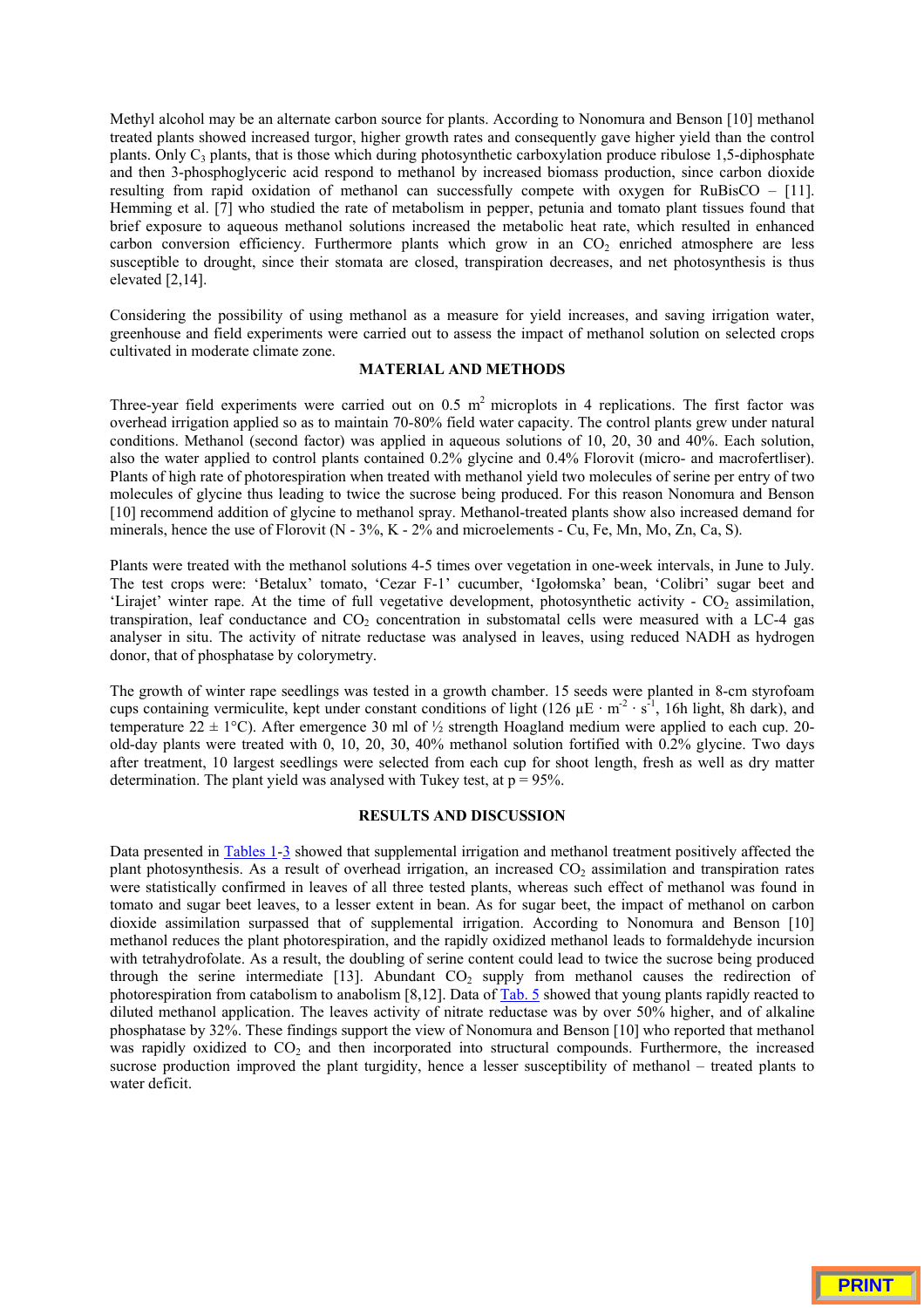Methyl alcohol may be an alternate carbon source for plants. According to Nonomura and Benson [10] methanol treated plants showed increased turgor, higher growth rates and consequently gave higher yield than the control plants. Only $C_3$ plants, that is those which during photosynthetic carboxylation produce ribulose 1,5-diphosphate and then 3-phosphoglyceric acid respond to methanol by increased biomass production, since carbon dioxide resulting from rapid oxidation of methanol can successfully compete with oxygen for RuBisCO – [11]. Hemming et al. [7] who studied the rate of metabolism in pepper, petunia and tomato plant tissues found that brief exposure to aqueous methanol solutions increased the metabolic heat rate, which resulted in enhanced carbon conversion efficiency. Furthermore plants which grow in an $CO_2$ enriched atmosphere are less susceptible to drought, since their stomata are closed, transpiration decreases, and net photosynthesis is thus elevated [2,14].

Considering the possibility of using methanol as a measure for yield increases, and saving irrigation water, greenhouse and field experiments were carried out to assess the impact of methanol solution on selected crops cultivated in moderate climate zone.

## MATERIAL AND METHODS

Three-year field experiments were carried out on 0.5 $m^2$ microplots in 4 replications. The first factor was overhead irrigation applied so as to maintain 70-80% field water capacity. The control plants grew under natural conditions. Methanol (second factor) was applied in aqueous solutions of 10, 20, 30 and 40%. Each solution, also the water applied to control plants contained 0.2% glycine and 0.4% Florovit (micro- and macrofertliser). Plants of high rate of photorespiration when treated with methanol yield two molecules of serine per entry of two molecules of glycine thus leading to twice the sucrose being produced. For this reason Nonomura and Benson [10] recommend addition of glycine to methanol spray. Methanol-treated plants show also increased demand for minerals, hence the use of Florovit (N - 3%, K - 2% and microelements - Cu, Fe, Mn, Mo, Zn, Ca, S).

Plants were treated with the methanol solutions 4-5 times over vegetation in one-week intervals, in June to July. The test crops were: 'Betalux' tomato, 'Cezar F-1' cucumber, 'Igołomska' bean, 'Colibri' sugar beet and 'Lirajet' winter rape. At the time of full vegetative development, photosynthetic activity - $CO_2$ assimilation, transpiration, leaf conductance and $CO_2$ concentration in substomatal cells were measured with a LC-4 gas analyser in situ. The activity of nitrate reductase was analysed in leaves, using reduced NADH as hydrogen donor, that of phosphatase by colorymetry.

The growth of winter rape seedlings was tested in a growth chamber. 15 seeds were planted in 8-cm styrofoam cups containing vermiculite, kept under constant conditions of light (126 $\mu E \cdot m^{-2} \cdot s^{-1}$, 16h light, 8h dark), and temperature 22 ± 1°C). After emergence 30 ml of ½ strength Hoagland medium were applied to each cup. 20-old-day plants were treated with 0, 10, 20, 30, 40% methanol solution fortified with 0.2% glycine. Two days after treatment, 10 largest seedlings were selected from each cup for shoot length, fresh as well as dry matter determination. The plant yield was analysed with Tukey test, at p = 95%.

## RESULTS AND DISCUSSION

Data presented in Tables 1-3 showed that supplemental irrigation and methanol treatment positively affected the plant photosynthesis. As a result of overhead irrigation, an increased $CO_2$ assimilation and transpiration rates were statistically confirmed in leaves of all three tested plants, whereas such effect of methanol was found in tomato and sugar beet leaves, to a lesser extent in bean. As for sugar beet, the impact of methanol on carbon dioxide assimilation surpassed that of supplemental irrigation. According to Nonomura and Benson [10] methanol reduces the plant photorespiration, and the rapidly oxidized methanol leads to formaldehyde incursion with tetrahydrofolate. As a result, the doubling of serine content could lead to twice the sucrose being produced through the serine intermediate [13]. Abundant $CO_2$ supply from methanol causes the redirection of photorespiration from catabolism to anabolism [8,12]. Data of Tab. 5 showed that young plants rapidly reacted to diluted methanol application. The leaves activity of nitrate reductase was by over 50% higher, and of alkaline phosphatase by 32%. These findings support the view of Nonomura and Benson [10] who reported that methanol was rapidly oxidized to $CO_2$ and then incorporated into structural compounds. Furthermore, the increased sucrose production improved the plant turgidity, hence a lesser susceptibility of methanol – treated plants to water deficit.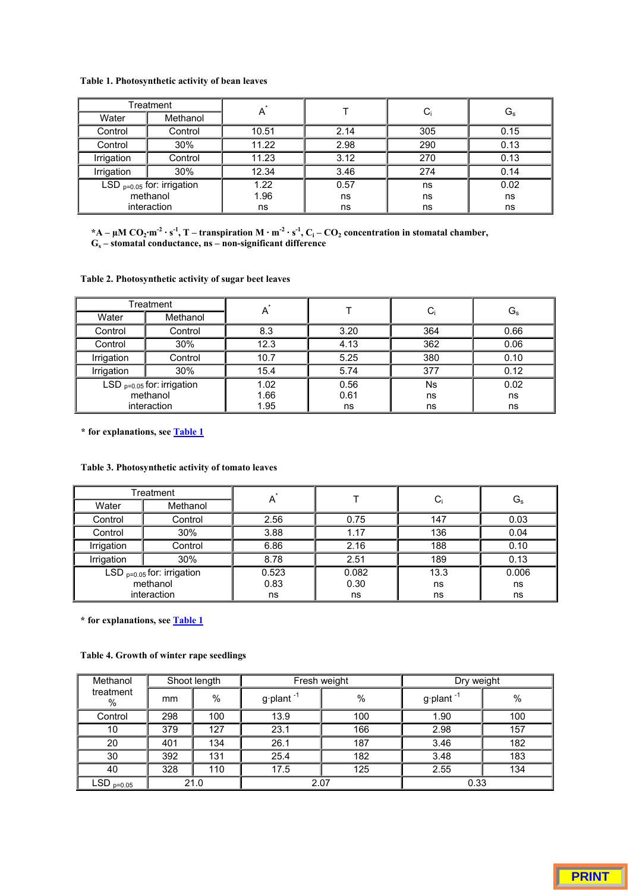**Table 1. Photosynthetic activity of bean leaves**

| Treatment | | $A^*$ | T | $C_i$ | $G_s$ |
|---|---|---|---|---|---|
| Water | Methanol | | | | |
| Control | Control | 10.51 | 2.14 | 305 | 0.15 |
| Control | 30% | 11.22 | 2.98 | 290 | 0.13 |
| Irrigation | Control | 11.23 | 3.12 | 270 | 0.13 |
| Irrigation | 30% | 12.34 | 3.46 | 274 | 0.14 |
| $LSD_{p=0.05}$ for: irrigation | | 1.22 | 0.57 | ns | 0.02 |
| methanol | | 1.96 | ns | ns | ns |
| interaction | | ns | ns | ns | ns |

***A** – **μM $CO_2 \cdot m^{-2} \cdot s^{-1}$, T – transpiration $M \cdot m^{-2} \cdot s^{-1}$, $C_i$ – $CO_2$ concentration in stomatal chamber, $G_s$ – stomatal conductance, ns – non-significant difference**

**Table 2. Photosynthetic activity of sugar beet leaves**

| Treatment | | $A^*$ | T | $C_i$ | $G_s$ |
|---|---|---|---|---|---|
| Water | Methanol | | | | |
| Control | Control | 8.3 | 3.20 | 364 | 0.66 |
| Control | 30% | 12.3 | 4.13 | 362 | 0.06 |
| Irrigation | Control | 10.7 | 5.25 | 380 | 0.10 |
| Irrigation | 30% | 15.4 | 5.74 | 377 | 0.12 |
| $LSD_{p=0.05}$ for: irrigation | | 1.02 | 0.56 | Ns | 0.02 |
| methanol | | 1.66 | 0.61 | ns | ns |
| interaction | | 1.95 | ns | ns | ns |

**\* for explanations, see Table 1**

**Table 3. Photosynthetic activity of tomato leaves**

| Treatment | | $A^*$ | T | $C_i$ | $G_s$ |
|---|---|---|---|---|---|
| Water | Methanol | | | | |
| Control | Control | 2.56 | 0.75 | 147 | 0.03 |
| Control | 30% | 3.88 | 1.17 | 136 | 0.04 |
| Irrigation | Control | 6.86 | 2.16 | 188 | 0.10 |
| Irrigation | 30% | 8.78 | 2.51 | 189 | 0.13 |
| $LSD_{p=0.05}$ for: irrigation | | 0.523 | 0.082 | 13.3 | 0.006 |
| methanol | | 0.83 | 0.30 | ns | ns |
| interaction | | ns | ns | ns | ns |

**\* for explanations, see Table 1**

**Table 4. Growth of winter rape seedlings**

| Methanol treatment % | Shoot length | | Fresh weight | | Dry weight | |
|---|---|---|---|---|---|---|
| | mm | % | $g \cdot plant^{-1}$ | % | $g \cdot plant^{-1}$ | % |
| Control | 298 | 100 | 13.9 | 100 | 1.90 | 100 |
| 10 | 379 | 127 | 23.1 | 166 | 2.98 | 157 |
| 20 | 401 | 134 | 26.1 | 187 | 3.46 | 182 |
| 30 | 392 | 131 | 25.4 | 182 | 3.48 | 183 |
| 40 | 328 | 110 | 17.5 | 125 | 2.55 | 134 |
| $LSD_{p=0.05}$ | 21.0 | | 2.07 | | 0.33 | |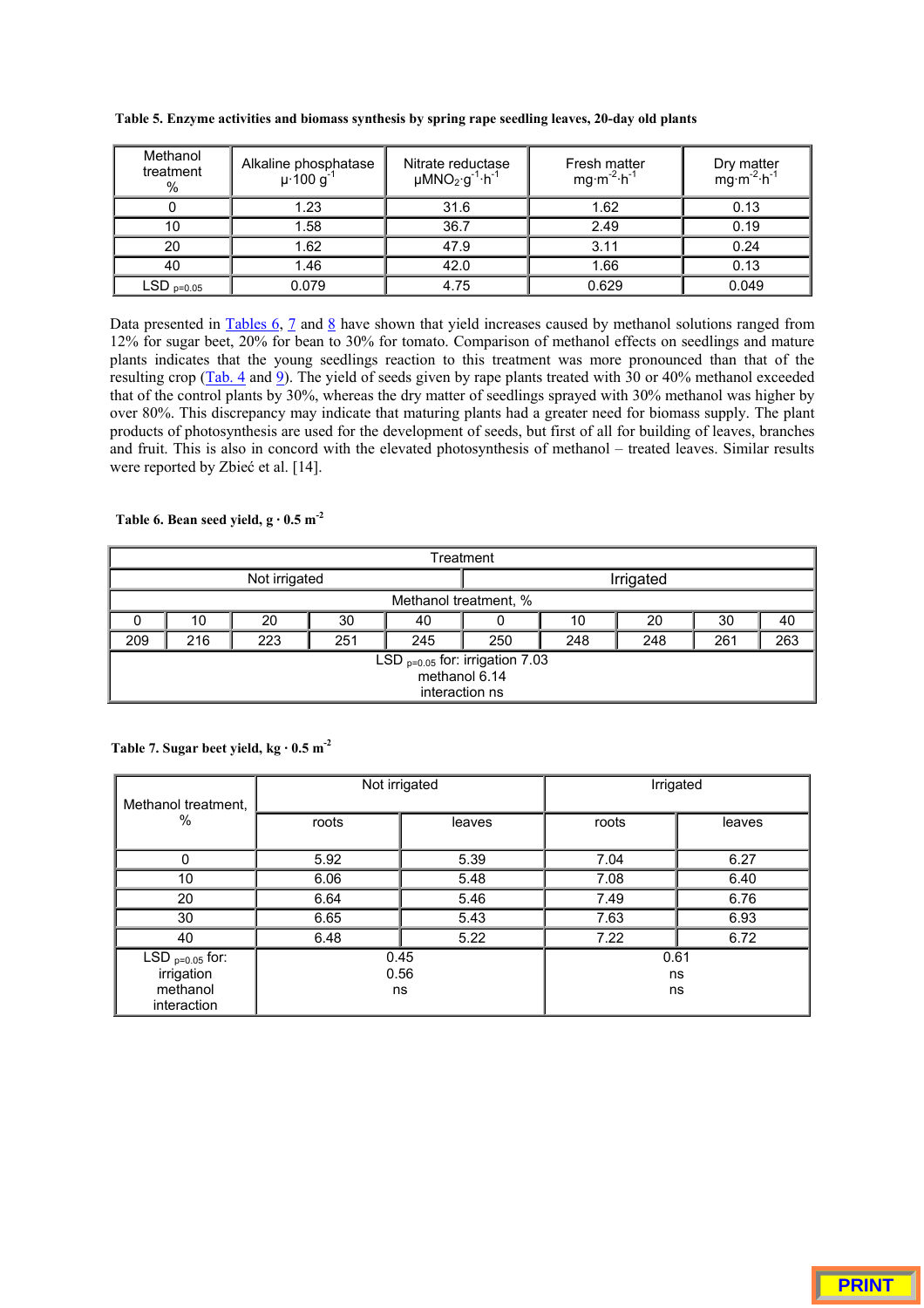**Table 5. Enzyme activities and biomass synthesis by spring rape seedling leaves, 20-day old plants**

| Methanol treatment % | Alkaline phosphatase $\mu \cdot 100\ g^{-1}$ | Nitrate reductase $\mu MNO_2 \cdot g^{-1} \cdot h^{-1}$ | Fresh matter $mg \cdot m^{-2} \cdot h^{-1}$ | Dry matter $mg \cdot m^{-2} \cdot h^{-1}$ |
|---|---|---|---|---|
| 0 | 1.23 | 31.6 | 1.62 | 0.13 |
| 10 | 1.58 | 36.7 | 2.49 | 0.19 |
| 20 | 1.62 | 47.9 | 3.11 | 0.24 |
| 40 | 1.46 | 42.0 | 1.66 | 0.13 |
| LSD $_{p=0.05}$ | 0.079 | 4.75 | 0.629 | 0.049 |

Data presented in Tables 6, 7 and 8 have shown that yield increases caused by methanol solutions ranged from 12% for sugar beet, 20% for bean to 30% for tomato. Comparison of methanol effects on seedlings and mature plants indicates that the young seedlings reaction to this treatment was more pronounced than that of the resulting crop (Tab. 4 and 9). The yield of seeds given by rape plants treated with 30 or 40% methanol exceeded that of the control plants by 30%, whereas the dry matter of seedlings sprayed with 30% methanol was higher by over 80%. This discrepancy may indicate that maturing plants had a greater need for biomass supply. The plant products of photosynthesis are used for the development of seeds, but first of all for building of leaves, branches and fruit. This is also in concord with the elevated photosynthesis of methanol – treated leaves. Similar results were reported by Zbieć et al. [14].

**Table 6. Bean seed yield, g · 0.5 m$^{-2}$**

| Treatment | | | | | | | | | |
|---|---|---|---|---|---|---|---|---|---|
| Not irrigated | | | | | Irrigated | | | | |
| Methanol treatment, % | | | | | | | | | |
| 0 | 10 | 20 | 30 | 40 | 0 | 10 | 20 | 30 | 40 |
| 209 | 216 | 223 | 251 | 245 | 250 | 248 | 248 | 261 | 263 |
| LSD $_{p=0.05}$ for: irrigation 7.03<br>methanol 6.14<br>interaction ns | | | | | | | | | |

**Table 7. Sugar beet yield, kg · 0.5 m$^{-2}$**

| Methanol treatment, % | Not irrigated | | Irrigated | |
|---|---|---|---|---|
| | roots | leaves | roots | leaves |
| 0 | 5.92 | 5.39 | 7.04 | 6.27 |
| 10 | 6.06 | 5.48 | 7.08 | 6.40 |
| 20 | 6.64 | 5.46 | 7.49 | 6.76 |
| 30 | 6.65 | 5.43 | 7.63 | 6.93 |
| 40 | 6.48 | 5.22 | 7.22 | 6.72 |
| LSD $_{p=0.05}$ for:<br>irrigation<br>methanol<br>interaction | 0.45<br>0.56<br>ns | | 0.61<br>ns<br>ns | |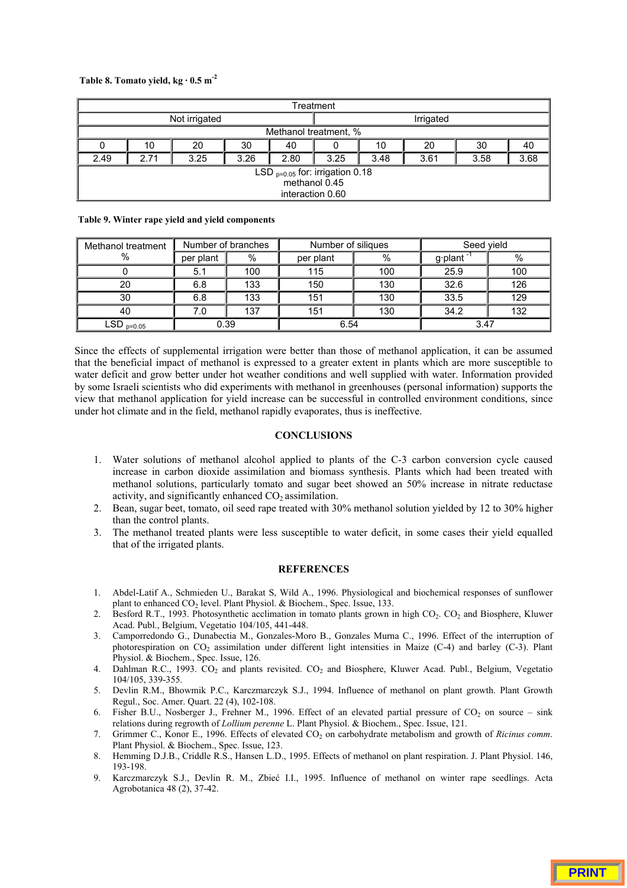**Table 8. Tomato yield, kg · 0.5 m$^{-2}$**

| Treatment | | | | | | | | | |
|---|---|---|---|---|---|---|---|---|---|
| Not irrigated | | | | | Irrigated | | | | |
| Methanol treatment, % | | | | | | | | | |
| 0 | 10 | 20 | 30 | 40 | 0 | 10 | 20 | 30 | 40 |
| 2.49 | 2.71 | 3.25 | 3.26 | 2.80 | 3.25 | 3.48 | 3.61 | 3.58 | 3.68 |
| LSD $_{p=0.05}$ for: irrigation 0.18<br>methanol 0.45<br>interaction 0.60 | | | | | | | | | |

**Table 9. Winter rape yield and yield components**

| Methanol treatment % | Number of branches | | Number of siliques | | Seed yield | |
|---|---|---|---|---|---|---|
| | per plant | % | per plant | % | g·plant $^{-1}$ | % |
| 0 | 5.1 | 100 | 115 | 100 | 25.9 | 100 |
| 20 | 6.8 | 133 | 150 | 130 | 32.6 | 126 |
| 30 | 6.8 | 133 | 151 | 130 | 33.5 | 129 |
| 40 | 7.0 | 137 | 151 | 130 | 34.2 | 132 |
| LSD $_{p=0.05}$ | 0.39 | | 6.54 | | 3.47 | |

Since the effects of supplemental irrigation were better than those of methanol application, it can be assumed that the beneficial impact of methanol is expressed to a greater extent in plants which are more susceptible to water deficit and grow better under hot weather conditions and well supplied with water. Information provided by some Israeli scientists who did experiments with methanol in greenhouses (personal information) supports the view that methanol application for yield increase can be successful in controlled environment conditions, since under hot climate and in the field, methanol rapidly evaporates, thus is ineffective.

## CONCLUSIONS

1. Water solutions of methanol alcohol applied to plants of the C-3 carbon conversion cycle caused increase in carbon dioxide assimilation and biomass synthesis. Plants which had been treated with methanol solutions, particularly tomato and sugar beet showed an 50% increase in nitrate reductase activity, and significantly enhanced $CO_2$ assimilation.
2. Bean, sugar beet, tomato, oil seed rape treated with 30% methanol solution yielded by 12 to 30% higher than the control plants.
3. The methanol treated plants were less susceptible to water deficit, in some cases their yield equalled that of the irrigated plants.

## REFERENCES

1. Abdel-Latif A., Schmieden U., Barakat S, Wild A., 1996. Physiological and biochemical responses of sunflower plant to enhanced $CO_2$ level. Plant Physiol. & Biochem., Spec. Issue, 133.
2. Besford R.T., 1993. Photosynthetic acclimation in tomato plants grown in high $CO_2$. $CO_2$ and Biosphere, Kluwer Acad. Publ., Belgium, Vegetatio 104/105, 441-448.
3. Camporredondo G., Dunabectia M., Gonzales-Moro B., Gonzales Murna C., 1996. Effect of the interruption of photorespiration on $CO_2$ assimilation under different light intensities in Maize (C-4) and barley (C-3). Plant Physiol. & Biochem., Spec. Issue, 126.
4. Dahlman R.C., 1993. $CO_2$ and plants revisited. $CO_2$ and Biosphere, Kluwer Acad. Publ., Belgium, Vegetatio 104/105, 339-355.
5. Devlin R.M., Bhowmik P.C., Karczmarczyk S.J., 1994. Influence of methanol on plant growth. Plant Growth Regul., Soc. Amer. Quart. 22 (4), 102-108.
6. Fisher B.U., Nosberger J., Frehner M., 1996. Effect of an elevated partial pressure of $CO_2$ on source – sink relations during regrowth of *Lollium perenne* L. Plant Physiol. & Biochem., Spec. Issue, 121.
7. Grimmer C., Konor E., 1996. Effects of elevated $CO_2$ on carbohydrate metabolism and growth of *Ricinus comm*. Plant Physiol. & Biochem., Spec. Issue, 123.
8. Hemming D.J.B., Criddle R.S., Hansen L.D., 1995. Effects of methanol on plant respiration. J. Plant Physiol. 146, 193-198.
9. Karczmarczyk S.J., Devlin R. M., Zbieć I.I., 1995. Influence of methanol on winter rape seedlings. Acta Agrobotanica 48 (2), 37-42.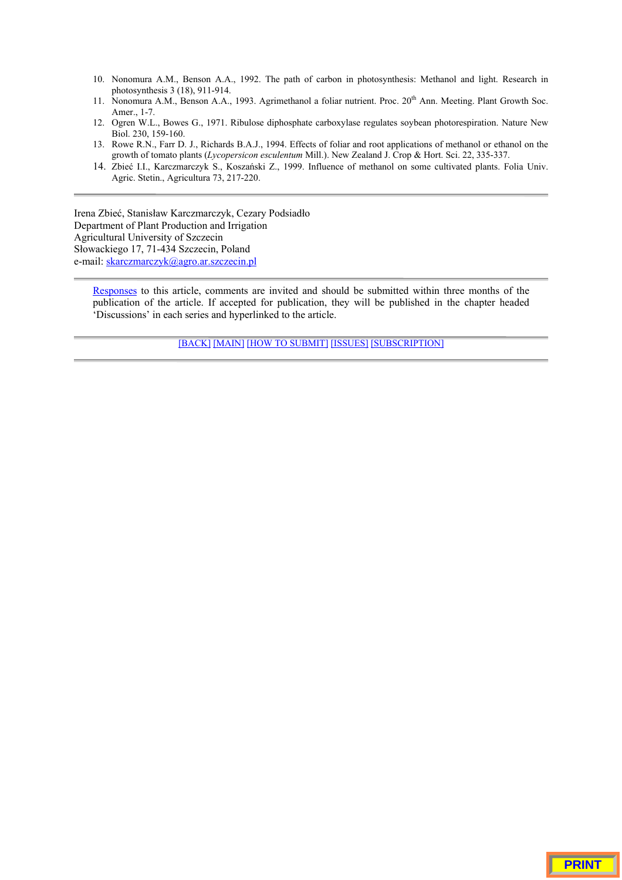10. Nonomura A.M., Benson A.A., 1992. The path of carbon in photosynthesis: Methanol and light. Research in photosynthesis 3 (18), 911-914.
11. Nonomura A.M., Benson A.A., 1993. Agrimethanol a foliar nutrient. Proc. 20th Ann. Meeting. Plant Growth Soc. Amer., 1-7.
12. Ogren W.L., Bowes G., 1971. Ribulose diphosphate carboxylase regulates soybean photorespiration. Nature New Biol. 230, 159-160.
13. Rowe R.N., Farr D. J., Richards B.A.J., 1994. Effects of foliar and root applications of methanol or ethanol on the growth of tomato plants (*Lycopersicon esculentum* Mill.). New Zealand J. Crop & Hort. Sci. 22, 335-337.
14. Zbieć I.I., Karczmarczyk S., Koszański Z., 1999. Influence of methanol on some cultivated plants. Folia Univ. Agric. Stetin., Agricultura 73, 217-220.

---

Irena Zbieć, Stanisław Karczmarczyk, Cezary Podsiadło
Department of Plant Production and Irrigation
Agricultural University of Szczecin
Słowackiego 17, 71-434 Szczecin, Poland
e-mail: skarczmarczyk@agro.ar.szczecin.pl

---

Responses to this article, comments are invited and should be submitted within three months of the publication of the article. If accepted for publication, they will be published in the chapter headed 'Discussions' in each series and hyperlinked to the article.

---

[BACK] [MAIN] [HOW TO SUBMIT] [ISSUES] [SUBSCRIPTION]

PRINT